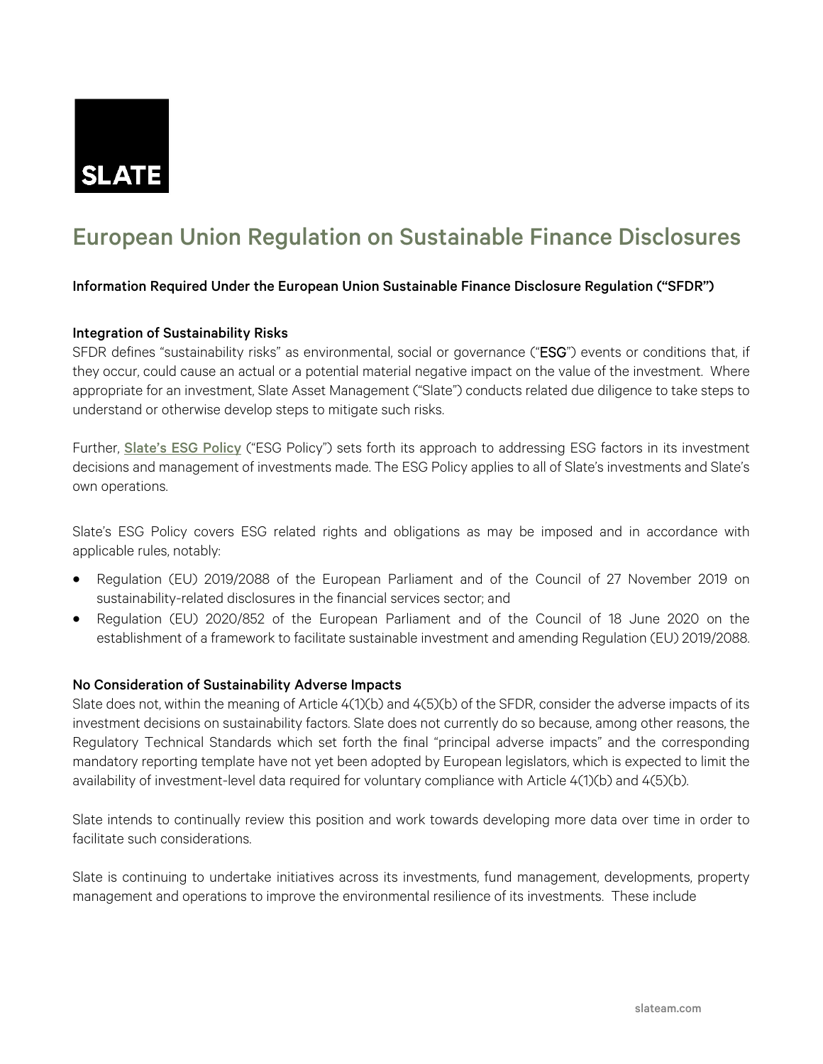SLATE

# European Union Regulation on Sustainable Finance Disclosures

**Information Required Under the European Union Sustainable Finance Disclosure Regulation ("SFDR")**

**Integration of Sustainability Risks**

SFDR defines "sustainability risks" as environmental, social or governance ("**ESG**") events or conditions that, if they occur, could cause an actual or a potential material negative impact on the value of the investment. Where appropriate for an investment, Slate Asset Management ("Slate") conducts related due diligence to take steps to understand or otherwise develop steps to mitigate such risks.

Further, **Slate's ESG Policy** ("ESG Policy") sets forth its approach to addressing ESG factors in its investment decisions and management of investments made. The ESG Policy applies to all of Slate's investments and Slate's own operations.

Slate's ESG Policy covers ESG related rights and obligations as may be imposed and in accordance with applicable rules, notably:

- Regulation (EU) 2019/2088 of the European Parliament and of the Council of 27 November 2019 on sustainability-related disclosures in the financial services sector; and
- Regulation (EU) 2020/852 of the European Parliament and of the Council of 18 June 2020 on the establishment of a framework to facilitate sustainable investment and amending Regulation (EU) 2019/2088.

**No Consideration of Sustainability Adverse Impacts**

Slate does not, within the meaning of Article 4(1)(b) and 4(5)(b) of the SFDR, consider the adverse impacts of its investment decisions on sustainability factors. Slate does not currently do so because, among other reasons, the Regulatory Technical Standards which set forth the final "principal adverse impacts" and the corresponding mandatory reporting template have not yet been adopted by European legislators, which is expected to limit the availability of investment-level data required for voluntary compliance with Article 4(1)(b) and 4(5)(b).

Slate intends to continually review this position and work towards developing more data over time in order to facilitate such considerations.

Slate is continuing to undertake initiatives across its investments, fund management, developments, property management and operations to improve the environmental resilience of its investments. These include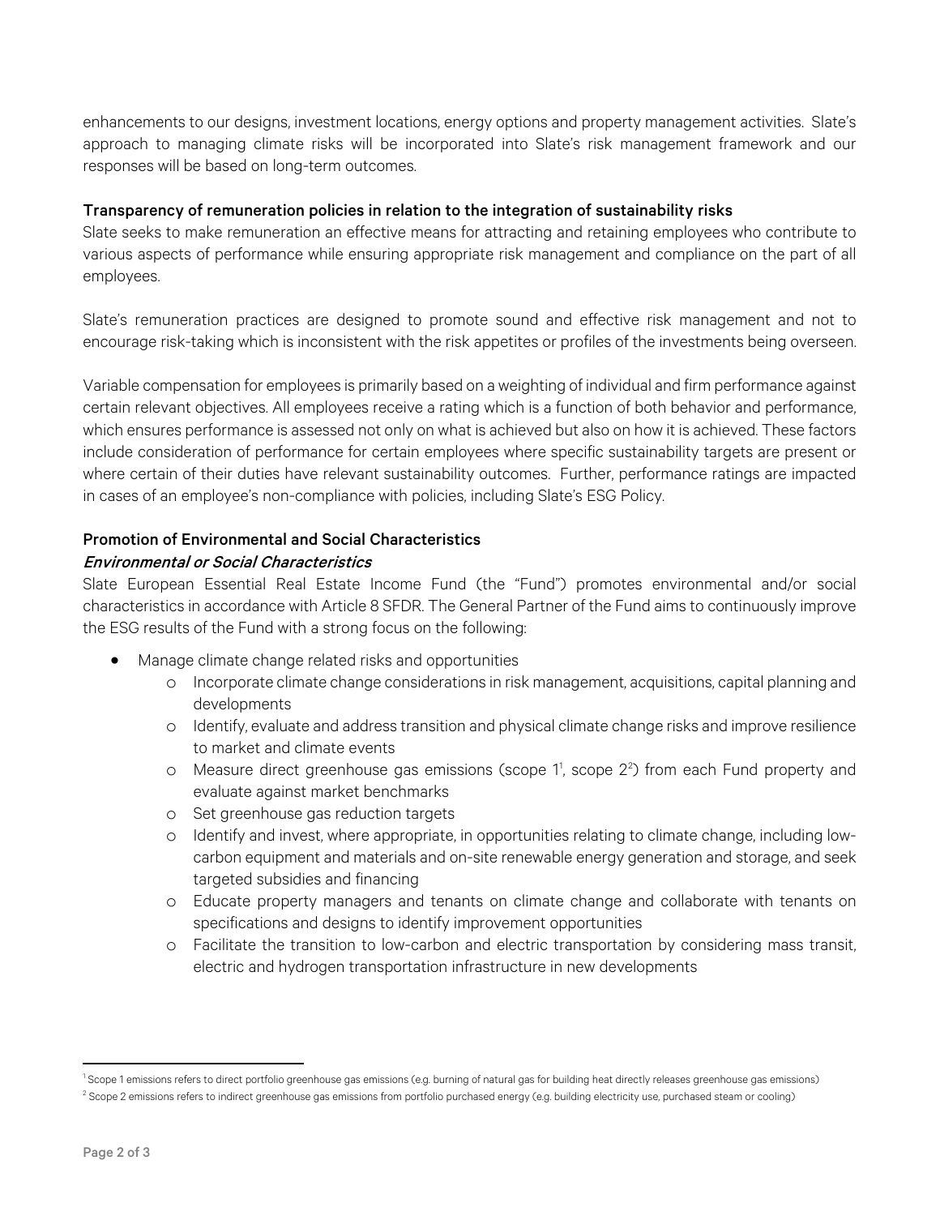enhancements to our designs, investment locations, energy options and property management activities. Slate's approach to managing climate risks will be incorporated into Slate's risk management framework and our responses will be based on long-term outcomes.

**Transparency of remuneration policies in relation to the integration of sustainability risks**

Slate seeks to make remuneration an effective means for attracting and retaining employees who contribute to various aspects of performance while ensuring appropriate risk management and compliance on the part of all employees.

Slate's remuneration practices are designed to promote sound and effective risk management and not to encourage risk-taking which is inconsistent with the risk appetites or profiles of the investments being overseen.

Variable compensation for employees is primarily based on a weighting of individual and firm performance against certain relevant objectives. All employees receive a rating which is a function of both behavior and performance, which ensures performance is assessed not only on what is achieved but also on how it is achieved. These factors include consideration of performance for certain employees where specific sustainability targets are present or where certain of their duties have relevant sustainability outcomes. Further, performance ratings are impacted in cases of an employee's non-compliance with policies, including Slate's ESG Policy.

**Promotion of Environmental and Social Characteristics**

***Environmental or Social Characteristics***

Slate European Essential Real Estate Income Fund (the "Fund") promotes environmental and/or social characteristics in accordance with Article 8 SFDR. The General Partner of the Fund aims to continuously improve the ESG results of the Fund with a strong focus on the following:

- Manage climate change related risks and opportunities
  - Incorporate climate change considerations in risk management, acquisitions, capital planning and developments
  - Identify, evaluate and address transition and physical climate change risks and improve resilience to market and climate events
  - Measure direct greenhouse gas emissions (scope 1[1], scope 2[2]) from each Fund property and evaluate against market benchmarks
  - Set greenhouse gas reduction targets
  - Identify and invest, where appropriate, in opportunities relating to climate change, including low-carbon equipment and materials and on-site renewable energy generation and storage, and seek targeted subsidies and financing
  - Educate property managers and tenants on climate change and collaborate with tenants on specifications and designs to identify improvement opportunities
  - Facilitate the transition to low-carbon and electric transportation by considering mass transit, electric and hydrogen transportation infrastructure in new developments

---

[1] Scope 1 emissions refers to direct portfolio greenhouse gas emissions (e.g. burning of natural gas for building heat directly releases greenhouse gas emissions)

[2] Scope 2 emissions refers to indirect greenhouse gas emissions from portfolio purchased energy (e.g. building electricity use, purchased steam or cooling)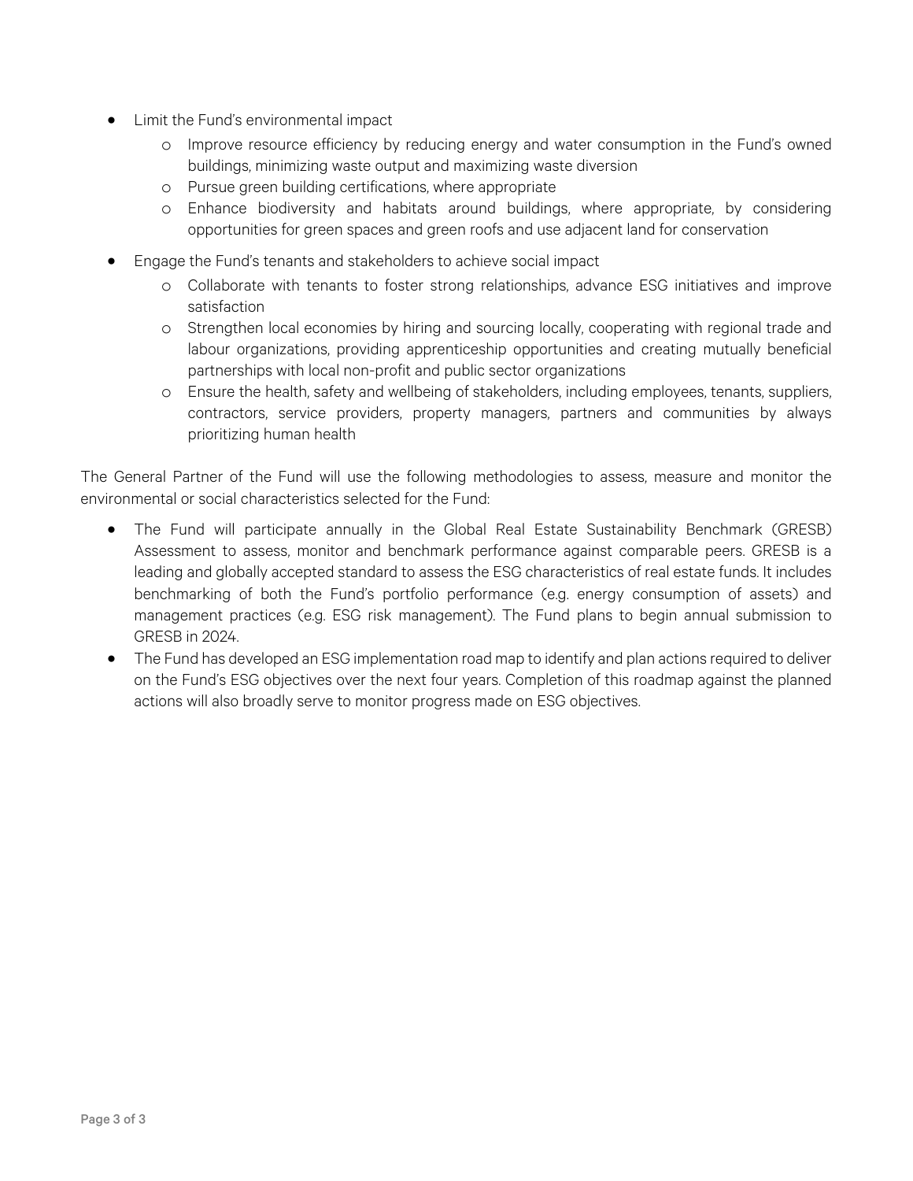- Limit the Fund's environmental impact
  - Improve resource efficiency by reducing energy and water consumption in the Fund's owned buildings, minimizing waste output and maximizing waste diversion
  - Pursue green building certifications, where appropriate
  - Enhance biodiversity and habitats around buildings, where appropriate, by considering opportunities for green spaces and green roofs and use adjacent land for conservation
- Engage the Fund's tenants and stakeholders to achieve social impact
  - Collaborate with tenants to foster strong relationships, advance ESG initiatives and improve satisfaction
  - Strengthen local economies by hiring and sourcing locally, cooperating with regional trade and labour organizations, providing apprenticeship opportunities and creating mutually beneficial partnerships with local non-profit and public sector organizations
  - Ensure the health, safety and wellbeing of stakeholders, including employees, tenants, suppliers, contractors, service providers, property managers, partners and communities by always prioritizing human health

The General Partner of the Fund will use the following methodologies to assess, measure and monitor the environmental or social characteristics selected for the Fund:

- The Fund will participate annually in the Global Real Estate Sustainability Benchmark (GRESB) Assessment to assess, monitor and benchmark performance against comparable peers. GRESB is a leading and globally accepted standard to assess the ESG characteristics of real estate funds. It includes benchmarking of both the Fund's portfolio performance (e.g. energy consumption of assets) and management practices (e.g. ESG risk management). The Fund plans to begin annual submission to GRESB in 2024.
- The Fund has developed an ESG implementation road map to identify and plan actions required to deliver on the Fund's ESG objectives over the next four years. Completion of this roadmap against the planned actions will also broadly serve to monitor progress made on ESG objectives.